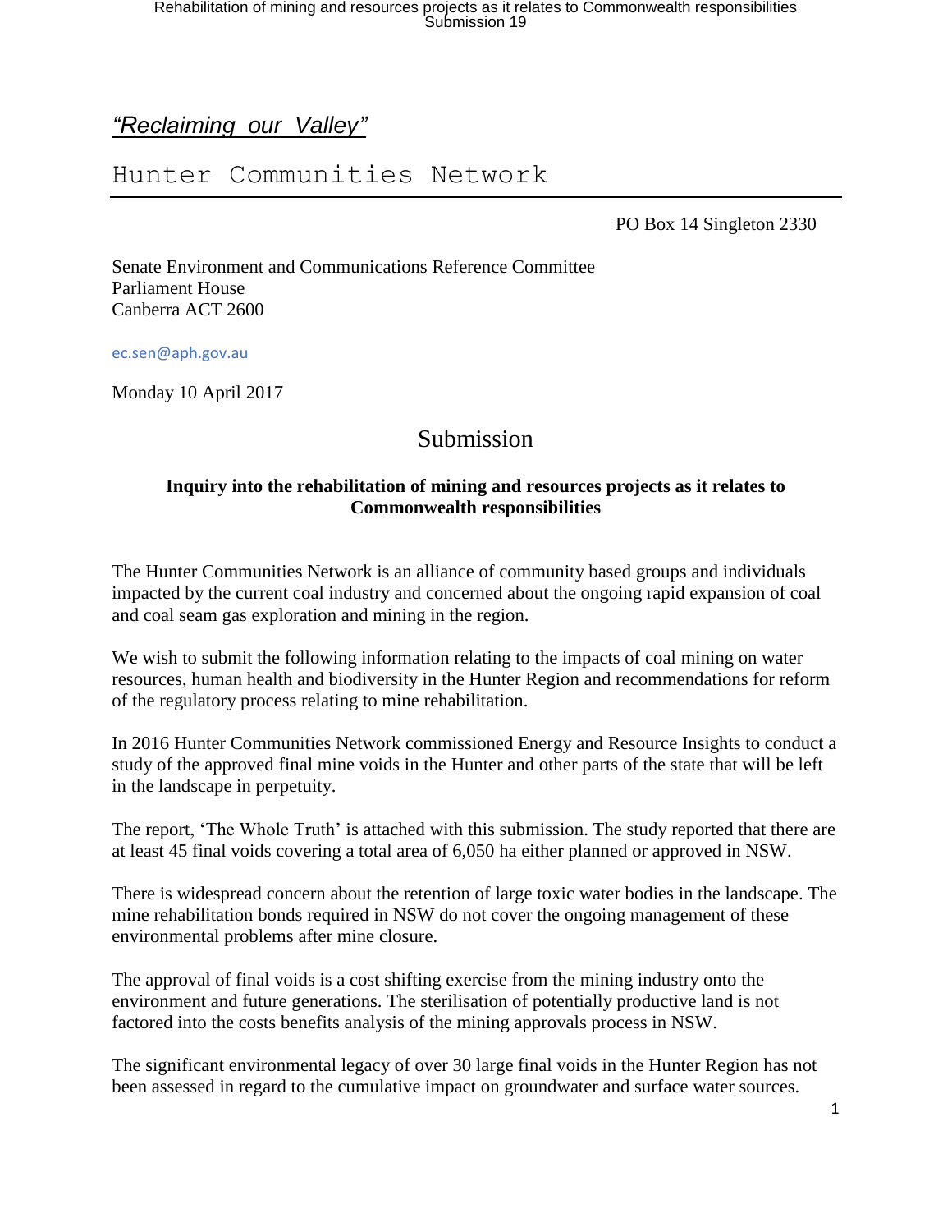*"Reclaiming our Valley"*

# Hunter Communities Network

PO Box 14 Singleton 2330

Senate Environment and Communications Reference Committee
Parliament House
Canberra ACT 2600

ec.sen@aph.gov.au

Monday 10 April 2017

## Submission

**Inquiry into the rehabilitation of mining and resources projects as it relates to Commonwealth responsibilities**

The Hunter Communities Network is an alliance of community based groups and individuals impacted by the current coal industry and concerned about the ongoing rapid expansion of coal and coal seam gas exploration and mining in the region.

We wish to submit the following information relating to the impacts of coal mining on water resources, human health and biodiversity in the Hunter Region and recommendations for reform of the regulatory process relating to mine rehabilitation.

In 2016 Hunter Communities Network commissioned Energy and Resource Insights to conduct a study of the approved final mine voids in the Hunter and other parts of the state that will be left in the landscape in perpetuity.

The report, 'The Whole Truth' is attached with this submission. The study reported that there are at least 45 final voids covering a total area of 6,050 ha either planned or approved in NSW.

There is widespread concern about the retention of large toxic water bodies in the landscape. The mine rehabilitation bonds required in NSW do not cover the ongoing management of these environmental problems after mine closure.

The approval of final voids is a cost shifting exercise from the mining industry onto the environment and future generations. The sterilisation of potentially productive land is not factored into the costs benefits analysis of the mining approvals process in NSW.

The significant environmental legacy of over 30 large final voids in the Hunter Region has not been assessed in regard to the cumulative impact on groundwater and surface water sources.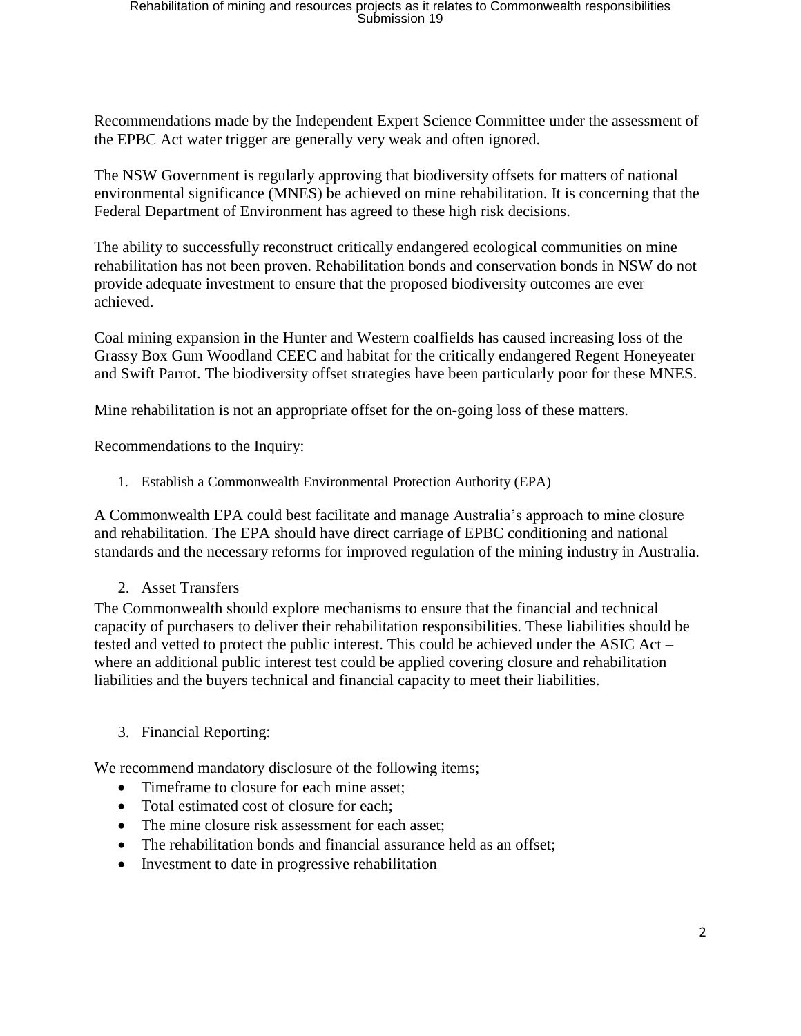Recommendations made by the Independent Expert Science Committee under the assessment of the EPBC Act water trigger are generally very weak and often ignored.

The NSW Government is regularly approving that biodiversity offsets for matters of national environmental significance (MNES) be achieved on mine rehabilitation. It is concerning that the Federal Department of Environment has agreed to these high risk decisions.

The ability to successfully reconstruct critically endangered ecological communities on mine rehabilitation has not been proven. Rehabilitation bonds and conservation bonds in NSW do not provide adequate investment to ensure that the proposed biodiversity outcomes are ever achieved.

Coal mining expansion in the Hunter and Western coalfields has caused increasing loss of the Grassy Box Gum Woodland CEEC and habitat for the critically endangered Regent Honeyeater and Swift Parrot. The biodiversity offset strategies have been particularly poor for these MNES.

Mine rehabilitation is not an appropriate offset for the on-going loss of these matters.

Recommendations to the Inquiry:

1. Establish a Commonwealth Environmental Protection Authority (EPA)

A Commonwealth EPA could best facilitate and manage Australia's approach to mine closure and rehabilitation. The EPA should have direct carriage of EPBC conditioning and national standards and the necessary reforms for improved regulation of the mining industry in Australia.

2. Asset Transfers

The Commonwealth should explore mechanisms to ensure that the financial and technical capacity of purchasers to deliver their rehabilitation responsibilities. These liabilities should be tested and vetted to protect the public interest. This could be achieved under the ASIC Act – where an additional public interest test could be applied covering closure and rehabilitation liabilities and the buyers technical and financial capacity to meet their liabilities.

3. Financial Reporting:

We recommend mandatory disclosure of the following items;

- Timeframe to closure for each mine asset;
- Total estimated cost of closure for each;
- The mine closure risk assessment for each asset;
- The rehabilitation bonds and financial assurance held as an offset;
- Investment to date in progressive rehabilitation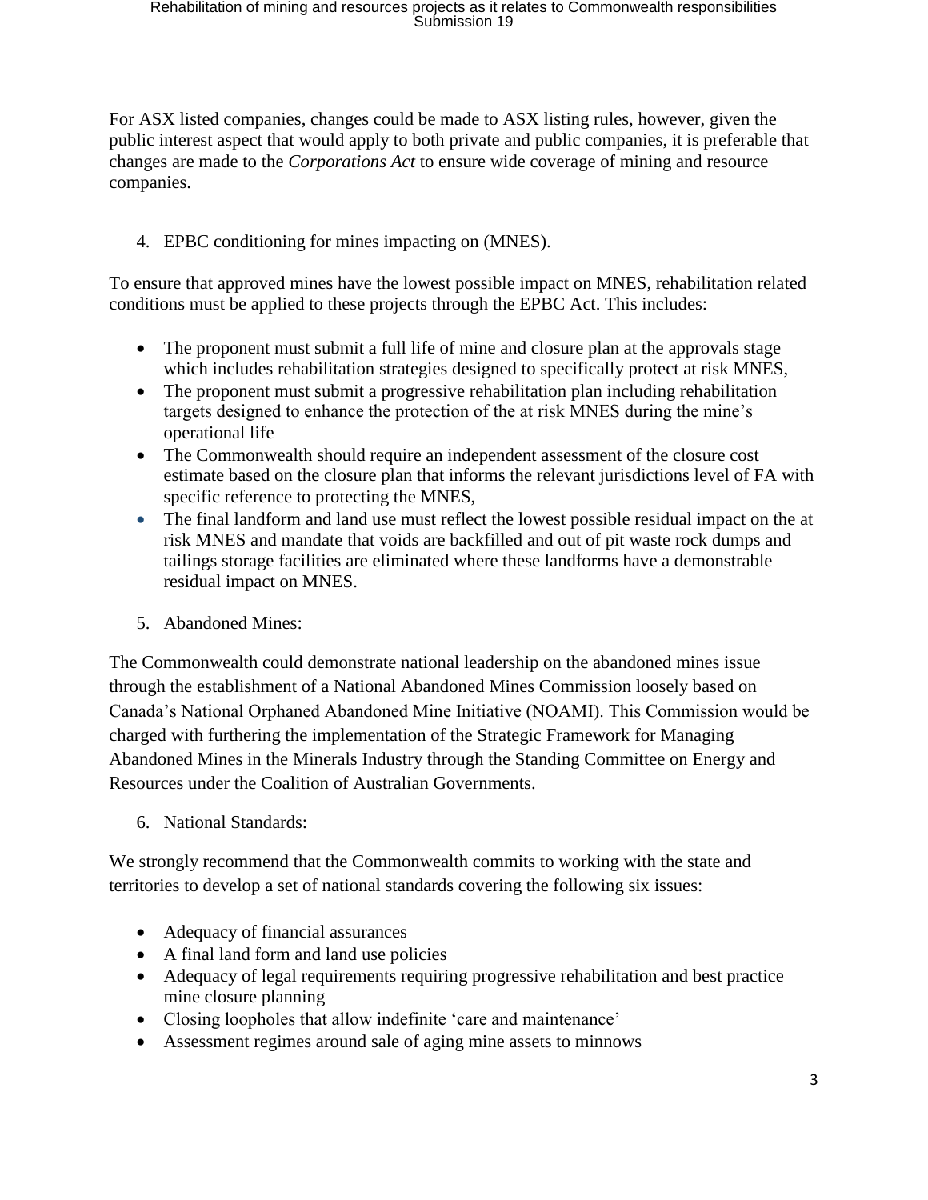For ASX listed companies, changes could be made to ASX listing rules, however, given the public interest aspect that would apply to both private and public companies, it is preferable that changes are made to the *Corporations Act* to ensure wide coverage of mining and resource companies.

4. EPBC conditioning for mines impacting on (MNES).

To ensure that approved mines have the lowest possible impact on MNES, rehabilitation related conditions must be applied to these projects through the EPBC Act. This includes:

- The proponent must submit a full life of mine and closure plan at the approvals stage which includes rehabilitation strategies designed to specifically protect at risk MNES,
- The proponent must submit a progressive rehabilitation plan including rehabilitation targets designed to enhance the protection of the at risk MNES during the mine's operational life
- The Commonwealth should require an independent assessment of the closure cost estimate based on the closure plan that informs the relevant jurisdictions level of FA with specific reference to protecting the MNES,
- The final landform and land use must reflect the lowest possible residual impact on the at risk MNES and mandate that voids are backfilled and out of pit waste rock dumps and tailings storage facilities are eliminated where these landforms have a demonstrable residual impact on MNES.

5. Abandoned Mines:

The Commonwealth could demonstrate national leadership on the abandoned mines issue through the establishment of a National Abandoned Mines Commission loosely based on Canada's National Orphaned Abandoned Mine Initiative (NOAMI). This Commission would be charged with furthering the implementation of the Strategic Framework for Managing Abandoned Mines in the Minerals Industry through the Standing Committee on Energy and Resources under the Coalition of Australian Governments.

6. National Standards:

We strongly recommend that the Commonwealth commits to working with the state and territories to develop a set of national standards covering the following six issues:

- Adequacy of financial assurances
- A final land form and land use policies
- Adequacy of legal requirements requiring progressive rehabilitation and best practice mine closure planning
- Closing loopholes that allow indefinite 'care and maintenance'
- Assessment regimes around sale of aging mine assets to minnows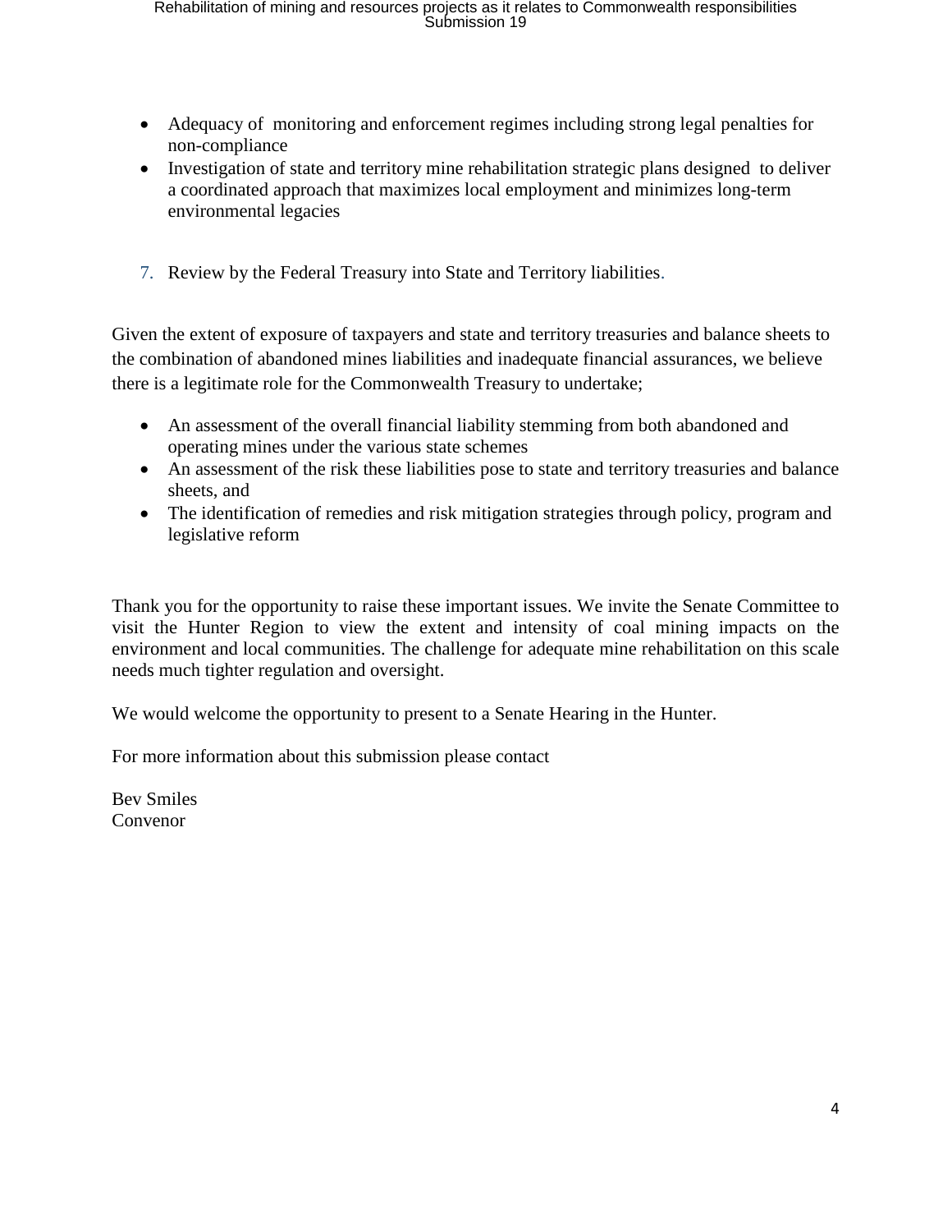- Adequacy of monitoring and enforcement regimes including strong legal penalties for non-compliance
- Investigation of state and territory mine rehabilitation strategic plans designed to deliver a coordinated approach that maximizes local employment and minimizes long-term environmental legacies

7. Review by the Federal Treasury into State and Territory liabilities.

Given the extent of exposure of taxpayers and state and territory treasuries and balance sheets to the combination of abandoned mines liabilities and inadequate financial assurances, we believe there is a legitimate role for the Commonwealth Treasury to undertake;

- An assessment of the overall financial liability stemming from both abandoned and operating mines under the various state schemes
- An assessment of the risk these liabilities pose to state and territory treasuries and balance sheets, and
- The identification of remedies and risk mitigation strategies through policy, program and legislative reform

Thank you for the opportunity to raise these important issues. We invite the Senate Committee to visit the Hunter Region to view the extent and intensity of coal mining impacts on the environment and local communities. The challenge for adequate mine rehabilitation on this scale needs much tighter regulation and oversight.

We would welcome the opportunity to present to a Senate Hearing in the Hunter.

For more information about this submission please contact

Bev Smiles
Convenor